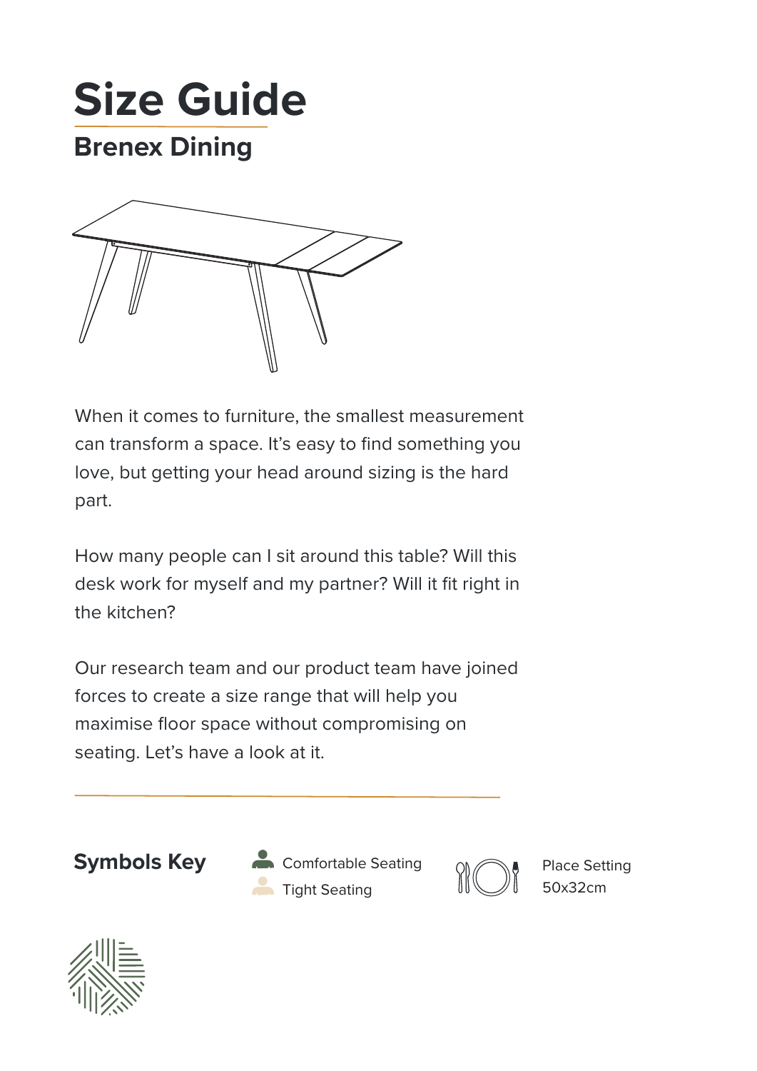# Size Guide

## Brenex Dining

When it comes to furniture, the smallest measurement can transform a space. It's easy to find something you love, but getting your head around sizing is the hard part.

How many people can I sit around this table? Will this desk work for myself and my partner? Will it fit right in the kitchen?

Our research team and our product team have joined forces to create a size range that will help you maximise floor space without compromising on seating. Let's have a look at it.

---

### Symbols Key

- Comfortable Seating
- Tight Seating

Place Setting 50x32cm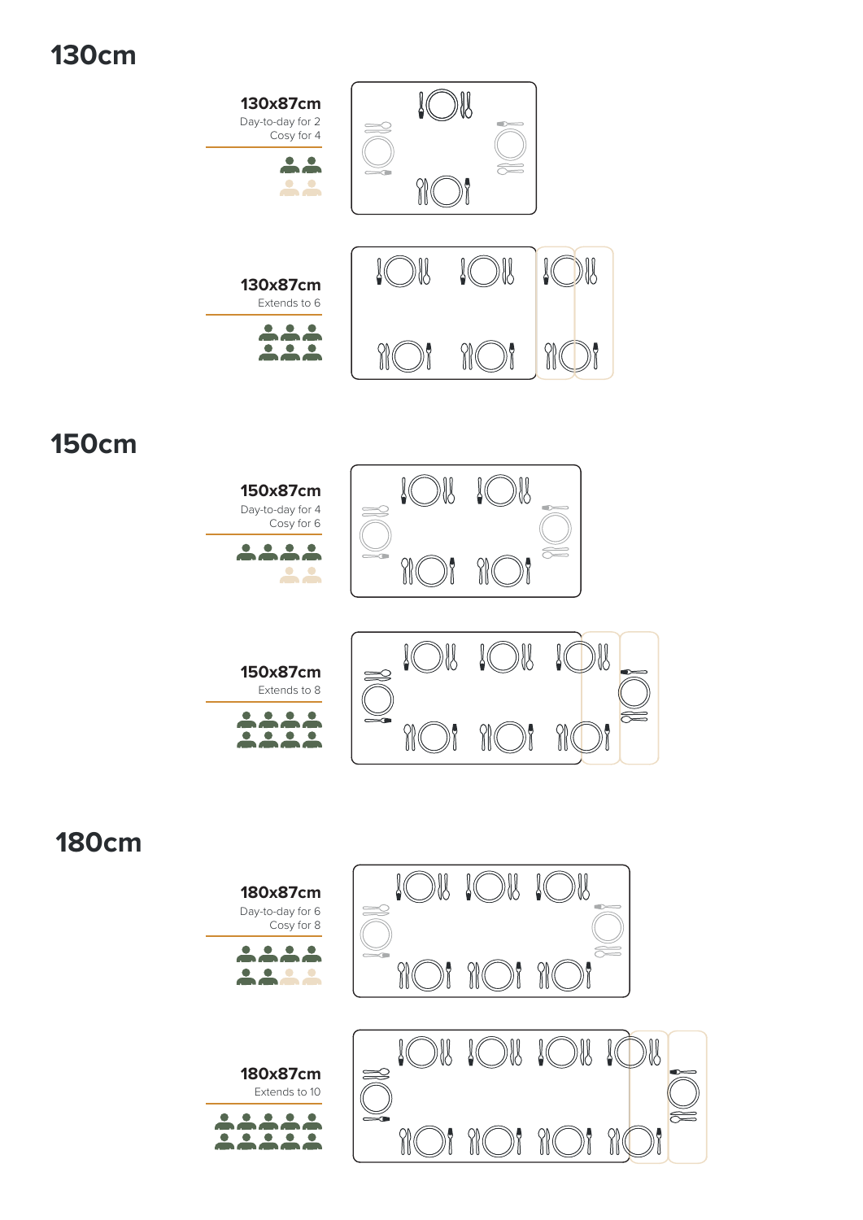# 130cm

**130x87cm**
Day-to-day for 2
Cosy for 4

**130x87cm**
Extends to 6

# 150cm

**150x87cm**
Day-to-day for 4
Cosy for 6

**150x87cm**
Extends to 8

# 180cm

**180x87cm**
Day-to-day for 6
Cosy for 8

**180x87cm**
Extends to 10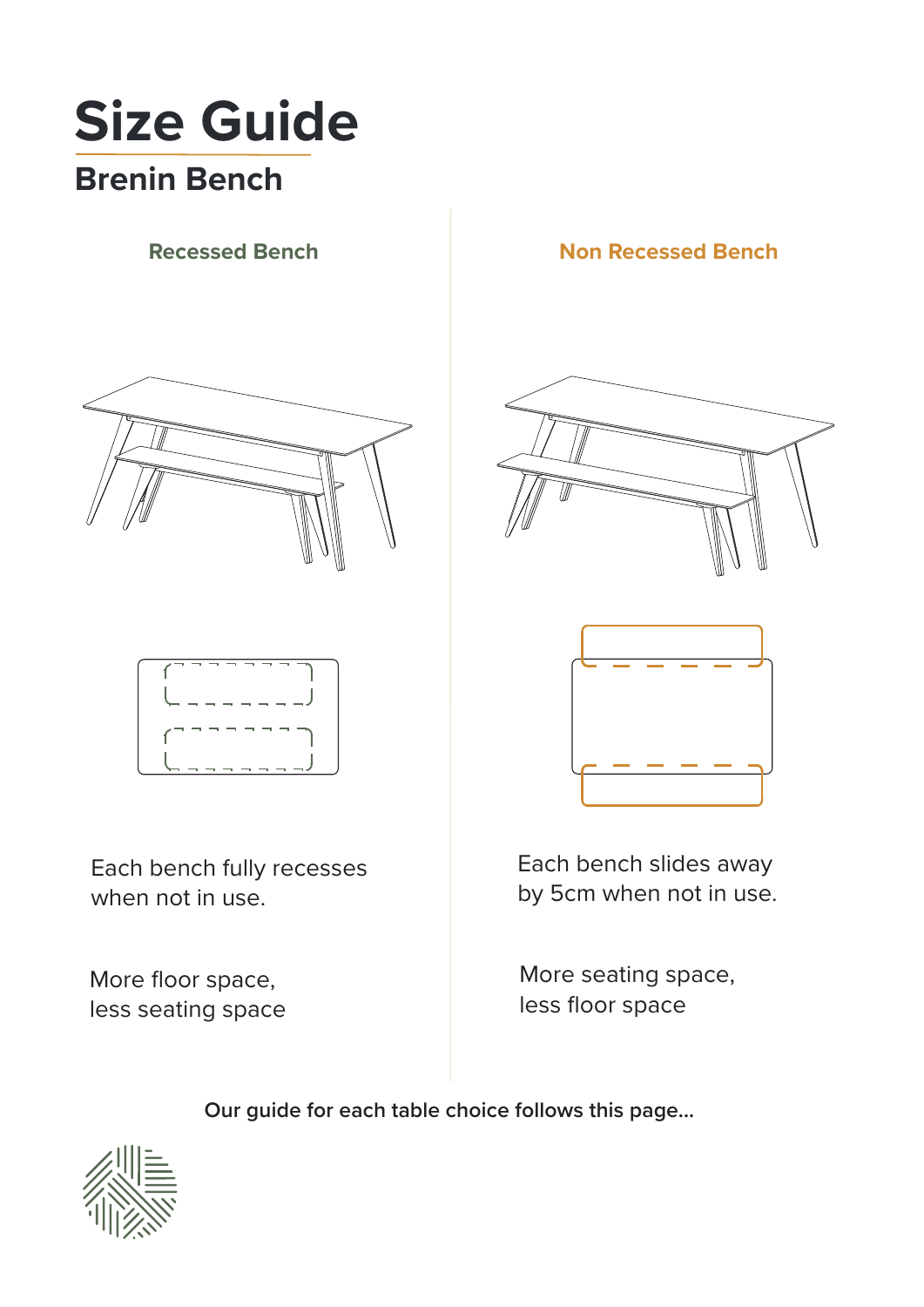# Size Guide

## Brenin Bench

### Recessed Bench

Each bench fully recesses when not in use.

More floor space, less seating space

### Non Recessed Bench

Each bench slides away by 5cm when not in use.

More seating space, less floor space

**Our guide for each table choice follows this page...**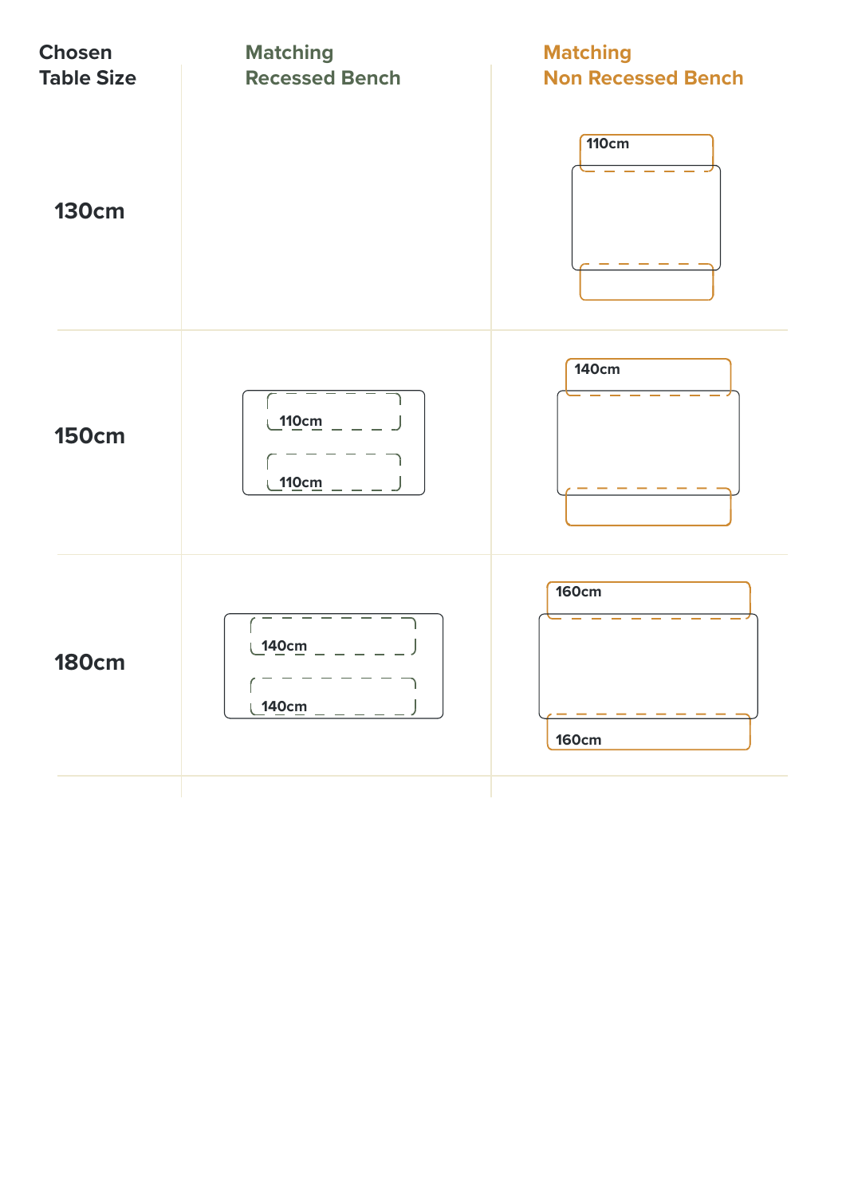| Chosen Table Size | Matching Recessed Bench | Matching Non Recessed Bench |
|---|---|---|
| 130cm | | 110cm |
| 150cm | 110cm<br>110cm | 140cm |
| 180cm | 140cm<br>140cm | 160cm<br>160cm |